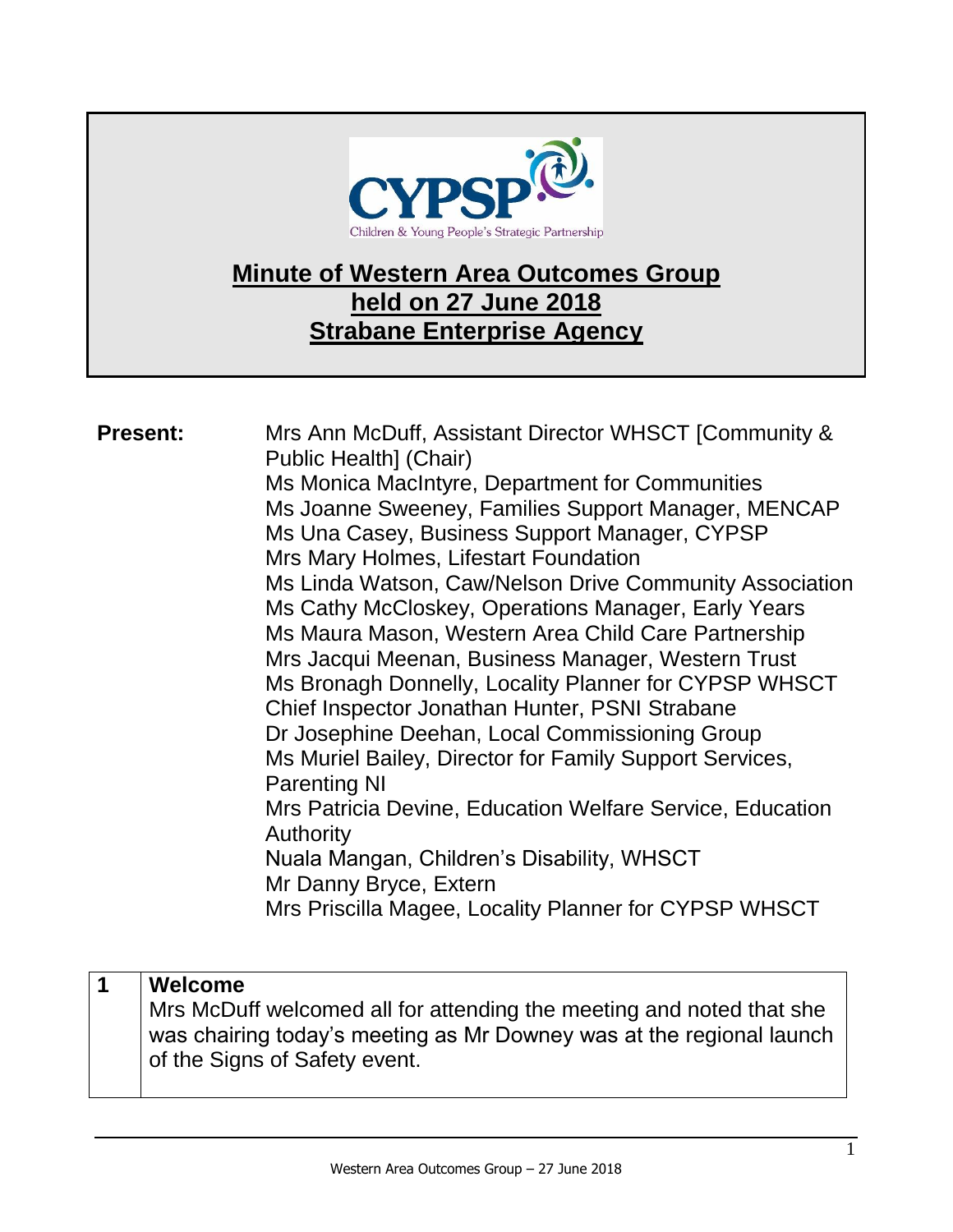CYPSP

Children & Young People's Strategic Partnership

# Minute of Western Area Outcomes Group held on 27 June 2018 Strabane Enterprise Agency

**Present:**

Mrs Ann McDuff, Assistant Director WHSCT [Community & Public Health] (Chair)
Ms Monica MacIntyre, Department for Communities
Ms Joanne Sweeney, Families Support Manager, MENCAP
Ms Una Casey, Business Support Manager, CYPSP
Mrs Mary Holmes, Lifestart Foundation
Ms Linda Watson, Caw/Nelson Drive Community Association
Ms Cathy McCloskey, Operations Manager, Early Years
Ms Maura Mason, Western Area Child Care Partnership
Mrs Jacqui Meenan, Business Manager, Western Trust
Ms Bronagh Donnelly, Locality Planner for CYPSP WHSCT
Chief Inspector Jonathan Hunter, PSNI Strabane
Dr Josephine Deehan, Local Commissioning Group
Ms Muriel Bailey, Director for Family Support Services, Parenting NI
Mrs Patricia Devine, Education Welfare Service, Education Authority
Nuala Mangan, Children's Disability, WHSCT
Mr Danny Bryce, Extern
Mrs Priscilla Magee, Locality Planner for CYPSP WHSCT

| 1 | **Welcome**<br>Mrs McDuff welcomed all for attending the meeting and noted that she was chairing today's meeting as Mr Downey was at the regional launch of the Signs of Safety event. |
|---|---|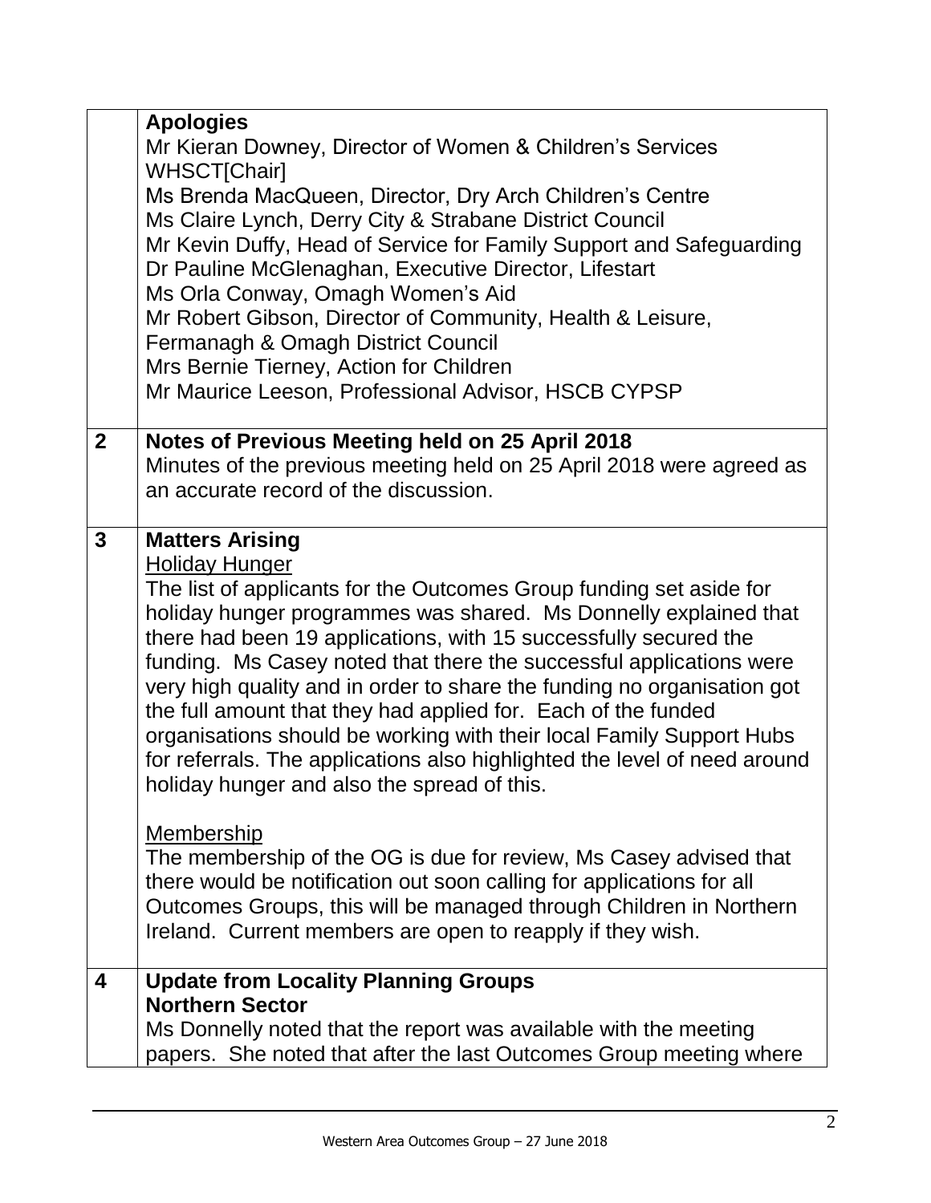| | |
|---|---|
| | **Apologies**<br>Mr Kieran Downey, Director of Women & Children's Services WHSCT[Chair]<br>Ms Brenda MacQueen, Director, Dry Arch Children's Centre<br>Ms Claire Lynch, Derry City & Strabane District Council<br>Mr Kevin Duffy, Head of Service for Family Support and Safeguarding<br>Dr Pauline McGlenaghan, Executive Director, Lifestart<br>Ms Orla Conway, Omagh Women's Aid<br>Mr Robert Gibson, Director of Community, Health & Leisure, Fermanagh & Omagh District Council<br>Mrs Bernie Tierney, Action for Children<br>Mr Maurice Leeson, Professional Advisor, HSCB CYPSP |
| **2** | **Notes of Previous Meeting held on 25 April 2018**<br>Minutes of the previous meeting held on 25 April 2018 were agreed as an accurate record of the discussion. |
| **3** | **Matters Arising**<br><u>Holiday Hunger</u><br>The list of applicants for the Outcomes Group funding set aside for holiday hunger programmes was shared. Ms Donnelly explained that there had been 19 applications, with 15 successfully secured the funding. Ms Casey noted that there the successful applications were very high quality and in order to share the funding no organisation got the full amount that they had applied for. Each of the funded organisations should be working with their local Family Support Hubs for referrals. The applications also highlighted the level of need around holiday hunger and also the spread of this.<br><br><u>Membership</u><br>The membership of the OG is due for review, Ms Casey advised that there would be notification out soon calling for applications for all Outcomes Groups, this will be managed through Children in Northern Ireland. Current members are open to reapply if they wish. |
| **4** | **Update from Locality Planning Groups**<br>**Northern Sector**<br>Ms Donnelly noted that the report was available with the meeting papers. She noted that after the last Outcomes Group meeting where |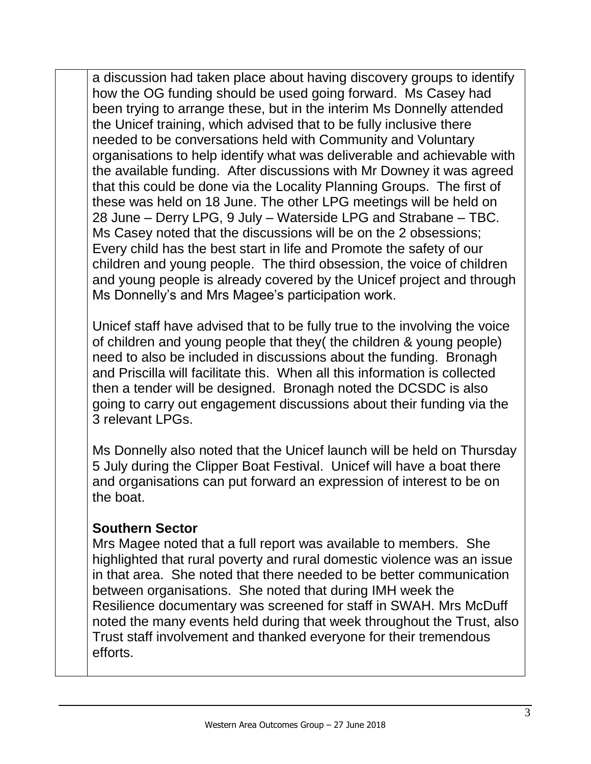a discussion had taken place about having discovery groups to identify how the OG funding should be used going forward. Ms Casey had been trying to arrange these, but in the interim Ms Donnelly attended the Unicef training, which advised that to be fully inclusive there needed to be conversations held with Community and Voluntary organisations to help identify what was deliverable and achievable with the available funding. After discussions with Mr Downey it was agreed that this could be done via the Locality Planning Groups. The first of these was held on 18 June. The other LPG meetings will be held on 28 June – Derry LPG, 9 July – Waterside LPG and Strabane – TBC. Ms Casey noted that the discussions will be on the 2 obsessions; Every child has the best start in life and Promote the safety of our children and young people. The third obsession, the voice of children and young people is already covered by the Unicef project and through Ms Donnelly's and Mrs Magee's participation work.

Unicef staff have advised that to be fully true to the involving the voice of children and young people that they( the children & young people) need to also be included in discussions about the funding. Bronagh and Priscilla will facilitate this. When all this information is collected then a tender will be designed. Bronagh noted the DCSDC is also going to carry out engagement discussions about their funding via the 3 relevant LPGs.

Ms Donnelly also noted that the Unicef launch will be held on Thursday 5 July during the Clipper Boat Festival. Unicef will have a boat there and organisations can put forward an expression of interest to be on the boat.

**Southern Sector**

Mrs Magee noted that a full report was available to members. She highlighted that rural poverty and rural domestic violence was an issue in that area. She noted that there needed to be better communication between organisations. She noted that during IMH week the Resilience documentary was screened for staff in SWAH. Mrs McDuff noted the many events held during that week throughout the Trust, also Trust staff involvement and thanked everyone for their tremendous efforts.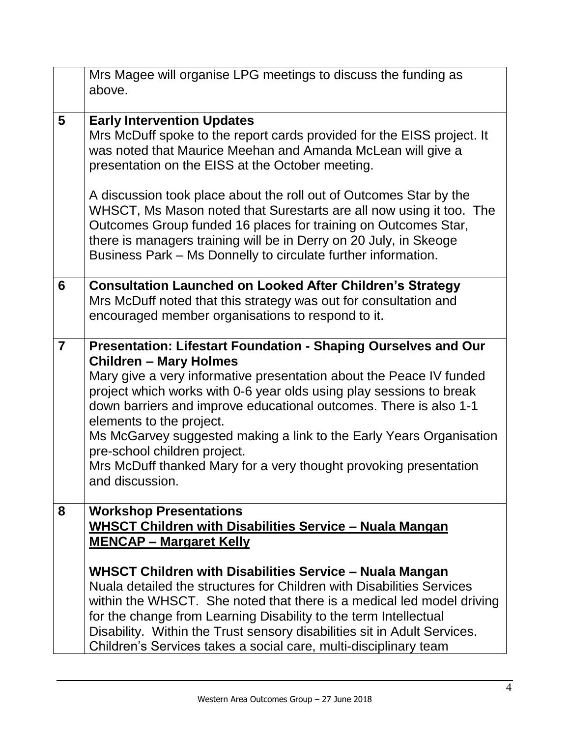| | |
|---|---|
| | Mrs Magee will organise LPG meetings to discuss the funding as above. |
| **5** | **Early Intervention Updates**<br>Mrs McDuff spoke to the report cards provided for the EISS project. It was noted that Maurice Meehan and Amanda McLean will give a presentation on the EISS at the October meeting.<br><br>A discussion took place about the roll out of Outcomes Star by the WHSCT, Ms Mason noted that Surestarts are all now using it too. The Outcomes Group funded 16 places for training on Outcomes Star, there is managers training will be in Derry on 20 July, in Skeoge Business Park – Ms Donnelly to circulate further information. |
| **6** | **Consultation Launched on Looked After Children's Strategy**<br>Mrs McDuff noted that this strategy was out for consultation and encouraged member organisations to respond to it. |
| **7** | **Presentation: Lifestart Foundation - Shaping Ourselves and Our Children – Mary Holmes**<br>Mary give a very informative presentation about the Peace IV funded project which works with 0-6 year olds using play sessions to break down barriers and improve educational outcomes. There is also 1-1 elements to the project.<br>Ms McGarvey suggested making a link to the Early Years Organisation pre-school children project.<br>Mrs McDuff thanked Mary for a very thought provoking presentation and discussion. |
| **8** | **Workshop Presentations**<br>**<u>WHSCT Children with Disabilities Service – Nuala Mangan</u>**<br>**<u>MENCAP – Margaret Kelly</u>**<br><br>**WHSCT Children with Disabilities Service – Nuala Mangan**<br>Nuala detailed the structures for Children with Disabilities Services within the WHSCT. She noted that there is a medical led model driving for the change from Learning Disability to the term Intellectual Disability. Within the Trust sensory disabilities sit in Adult Services. Children's Services takes a social care, multi-disciplinary team |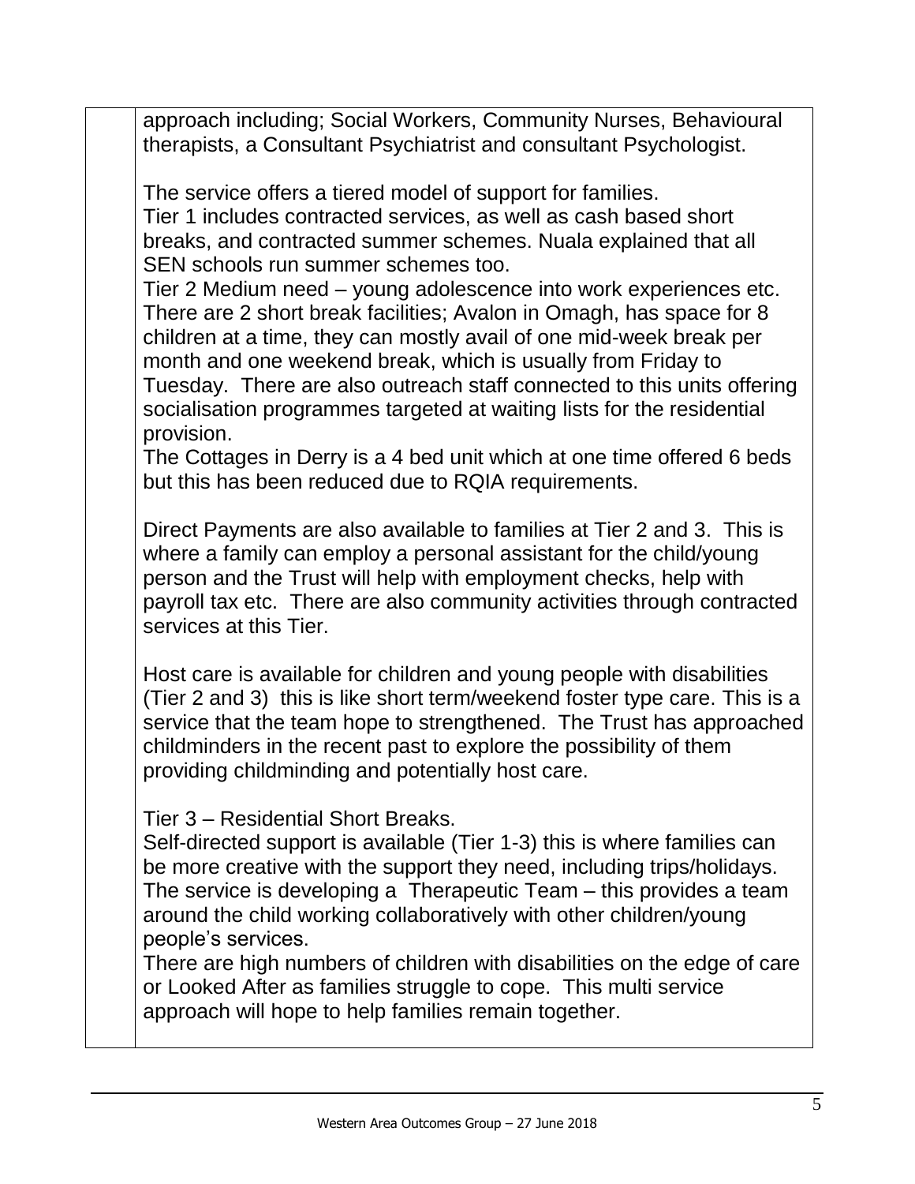approach including; Social Workers, Community Nurses, Behavioural therapists, a Consultant Psychiatrist and consultant Psychologist.

The service offers a tiered model of support for families.
Tier 1 includes contracted services, as well as cash based short breaks, and contracted summer schemes. Nuala explained that all SEN schools run summer schemes too.
Tier 2 Medium need – young adolescence into work experiences etc. There are 2 short break facilities; Avalon in Omagh, has space for 8 children at a time, they can mostly avail of one mid-week break per month and one weekend break, which is usually from Friday to Tuesday. There are also outreach staff connected to this units offering socialisation programmes targeted at waiting lists for the residential provision.
The Cottages in Derry is a 4 bed unit which at one time offered 6 beds but this has been reduced due to RQIA requirements.

Direct Payments are also available to families at Tier 2 and 3. This is where a family can employ a personal assistant for the child/young person and the Trust will help with employment checks, help with payroll tax etc. There are also community activities through contracted services at this Tier.

Host care is available for children and young people with disabilities (Tier 2 and 3) this is like short term/weekend foster type care. This is a service that the team hope to strengthened. The Trust has approached childminders in the recent past to explore the possibility of them providing childminding and potentially host care.

Tier 3 – Residential Short Breaks.
Self-directed support is available (Tier 1-3) this is where families can be more creative with the support they need, including trips/holidays. The service is developing a Therapeutic Team – this provides a team around the child working collaboratively with other children/young people's services.
There are high numbers of children with disabilities on the edge of care or Looked After as families struggle to cope. This multi service approach will hope to help families remain together.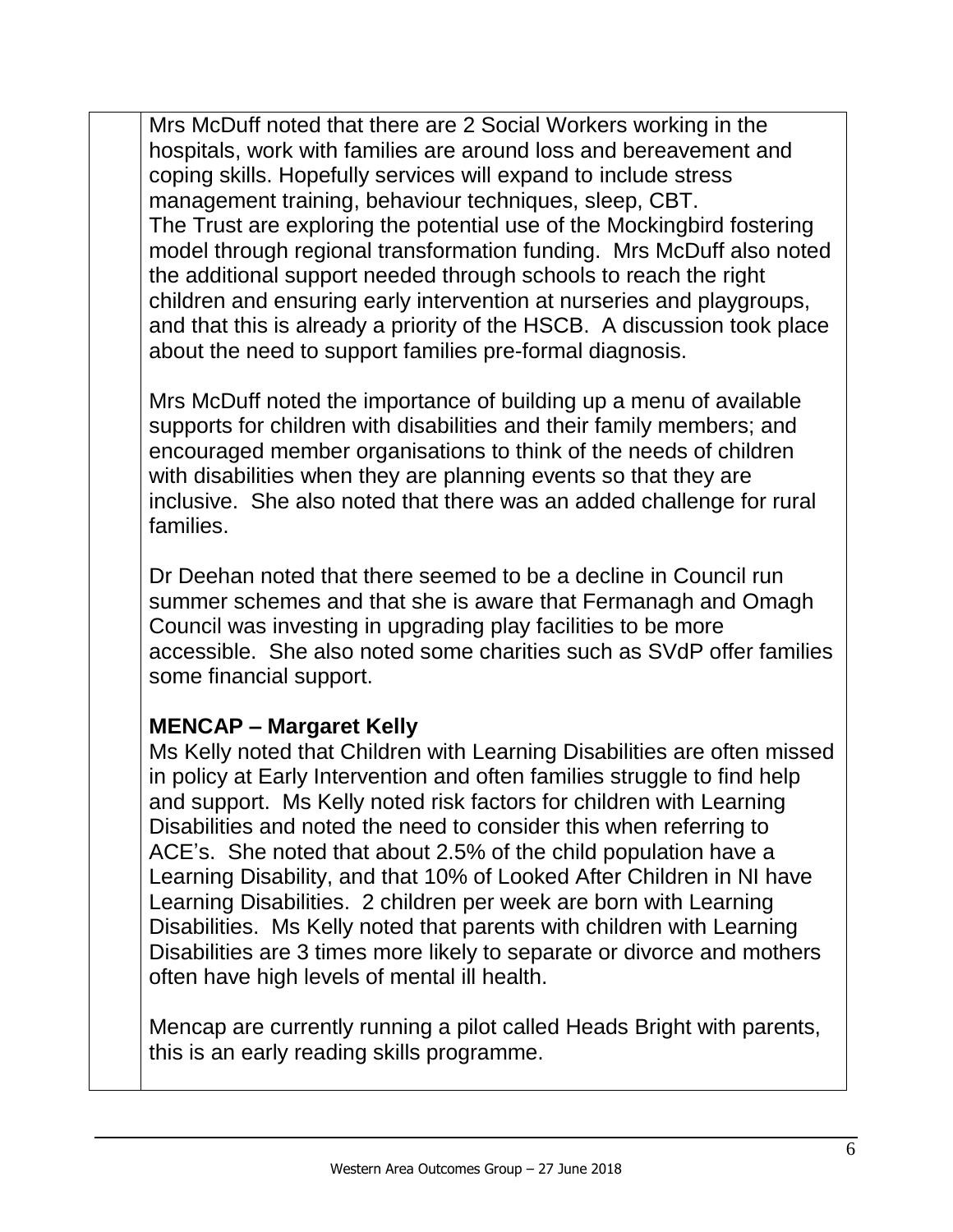Mrs McDuff noted that there are 2 Social Workers working in the hospitals, work with families are around loss and bereavement and coping skills. Hopefully services will expand to include stress management training, behaviour techniques, sleep, CBT.
The Trust are exploring the potential use of the Mockingbird fostering model through regional transformation funding. Mrs McDuff also noted the additional support needed through schools to reach the right children and ensuring early intervention at nurseries and playgroups, and that this is already a priority of the HSCB. A discussion took place about the need to support families pre-formal diagnosis.

Mrs McDuff noted the importance of building up a menu of available supports for children with disabilities and their family members; and encouraged member organisations to think of the needs of children with disabilities when they are planning events so that they are inclusive. She also noted that there was an added challenge for rural families.

Dr Deehan noted that there seemed to be a decline in Council run summer schemes and that she is aware that Fermanagh and Omagh Council was investing in upgrading play facilities to be more accessible. She also noted some charities such as SVdP offer families some financial support.

**MENCAP – Margaret Kelly**

Ms Kelly noted that Children with Learning Disabilities are often missed in policy at Early Intervention and often families struggle to find help and support. Ms Kelly noted risk factors for children with Learning Disabilities and noted the need to consider this when referring to ACE's. She noted that about 2.5% of the child population have a Learning Disability, and that 10% of Looked After Children in NI have Learning Disabilities. 2 children per week are born with Learning Disabilities. Ms Kelly noted that parents with children with Learning Disabilities are 3 times more likely to separate or divorce and mothers often have high levels of mental ill health.

Mencap are currently running a pilot called Heads Bright with parents, this is an early reading skills programme.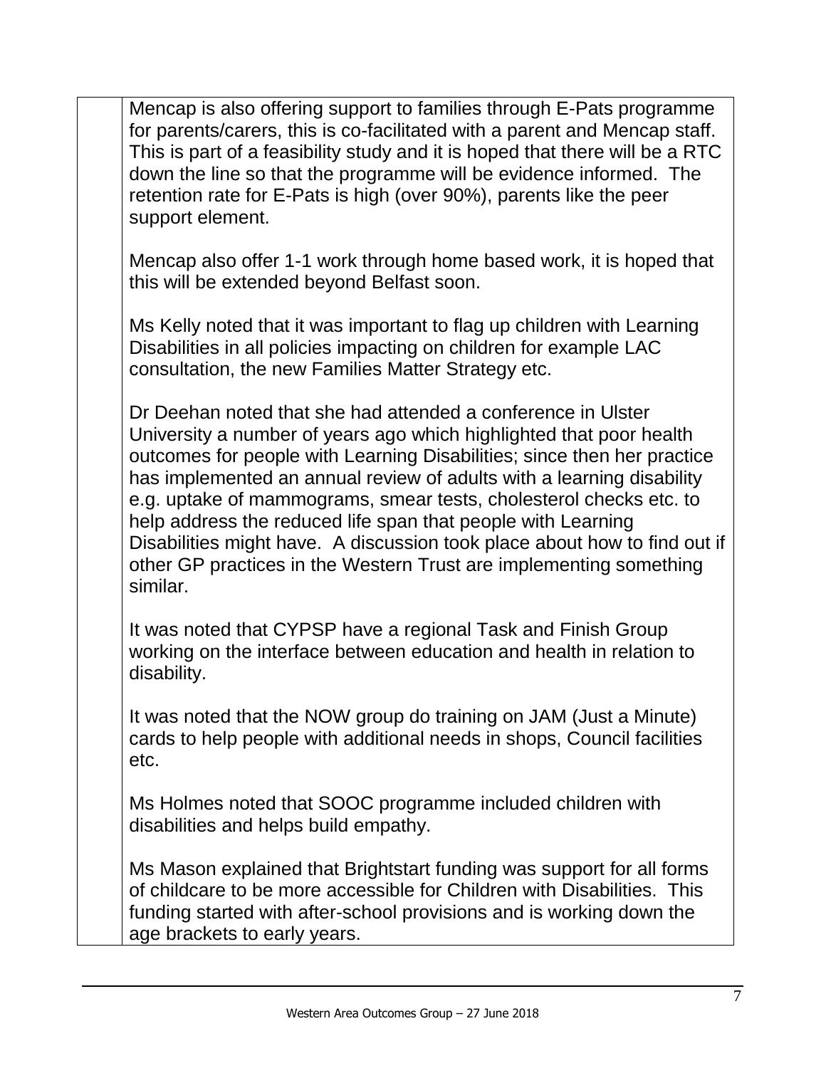Mencap is also offering support to families through E-Pats programme for parents/carers, this is co-facilitated with a parent and Mencap staff. This is part of a feasibility study and it is hoped that there will be a RTC down the line so that the programme will be evidence informed. The retention rate for E-Pats is high (over 90%), parents like the peer support element.

Mencap also offer 1-1 work through home based work, it is hoped that this will be extended beyond Belfast soon.

Ms Kelly noted that it was important to flag up children with Learning Disabilities in all policies impacting on children for example LAC consultation, the new Families Matter Strategy etc.

Dr Deehan noted that she had attended a conference in Ulster University a number of years ago which highlighted that poor health outcomes for people with Learning Disabilities; since then her practice has implemented an annual review of adults with a learning disability e.g. uptake of mammograms, smear tests, cholesterol checks etc. to help address the reduced life span that people with Learning Disabilities might have. A discussion took place about how to find out if other GP practices in the Western Trust are implementing something similar.

It was noted that CYPSP have a regional Task and Finish Group working on the interface between education and health in relation to disability.

It was noted that the NOW group do training on JAM (Just a Minute) cards to help people with additional needs in shops, Council facilities etc.

Ms Holmes noted that SOOC programme included children with disabilities and helps build empathy.

Ms Mason explained that Brightstart funding was support for all forms of childcare to be more accessible for Children with Disabilities. This funding started with after-school provisions and is working down the age brackets to early years.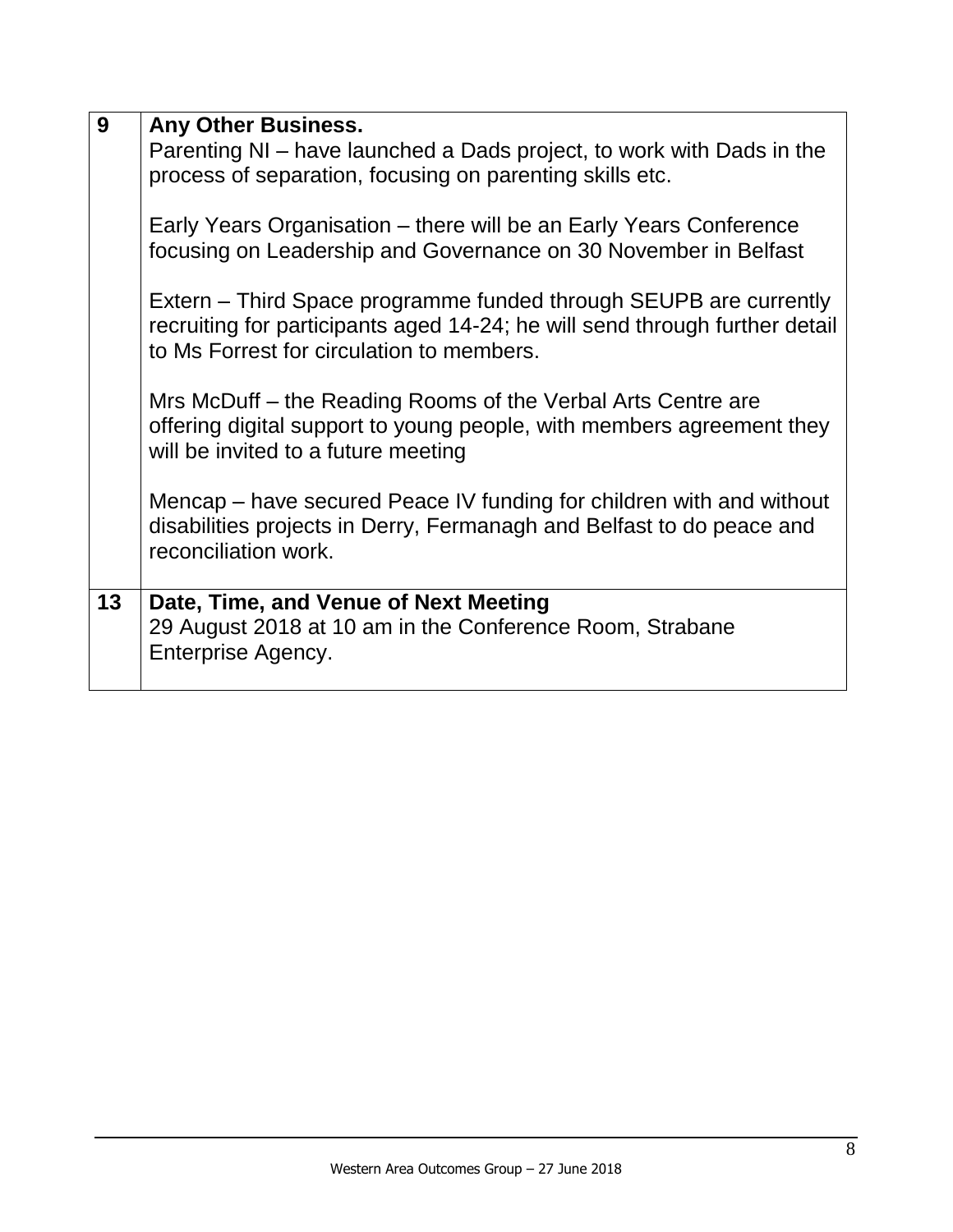| | |
|---|---|
| **9** | **Any Other Business.**<br>Parenting NI – have launched a Dads project, to work with Dads in the process of separation, focusing on parenting skills etc.<br><br>Early Years Organisation – there will be an Early Years Conference focusing on Leadership and Governance on 30 November in Belfast<br><br>Extern – Third Space programme funded through SEUPB are currently recruiting for participants aged 14-24; he will send through further detail to Ms Forrest for circulation to members.<br><br>Mrs McDuff – the Reading Rooms of the Verbal Arts Centre are offering digital support to young people, with members agreement they will be invited to a future meeting<br><br>Mencap – have secured Peace IV funding for children with and without disabilities projects in Derry, Fermanagh and Belfast to do peace and reconciliation work. |
| **13** | **Date, Time, and Venue of Next Meeting**<br>29 August 2018 at 10 am in the Conference Room, Strabane Enterprise Agency. |